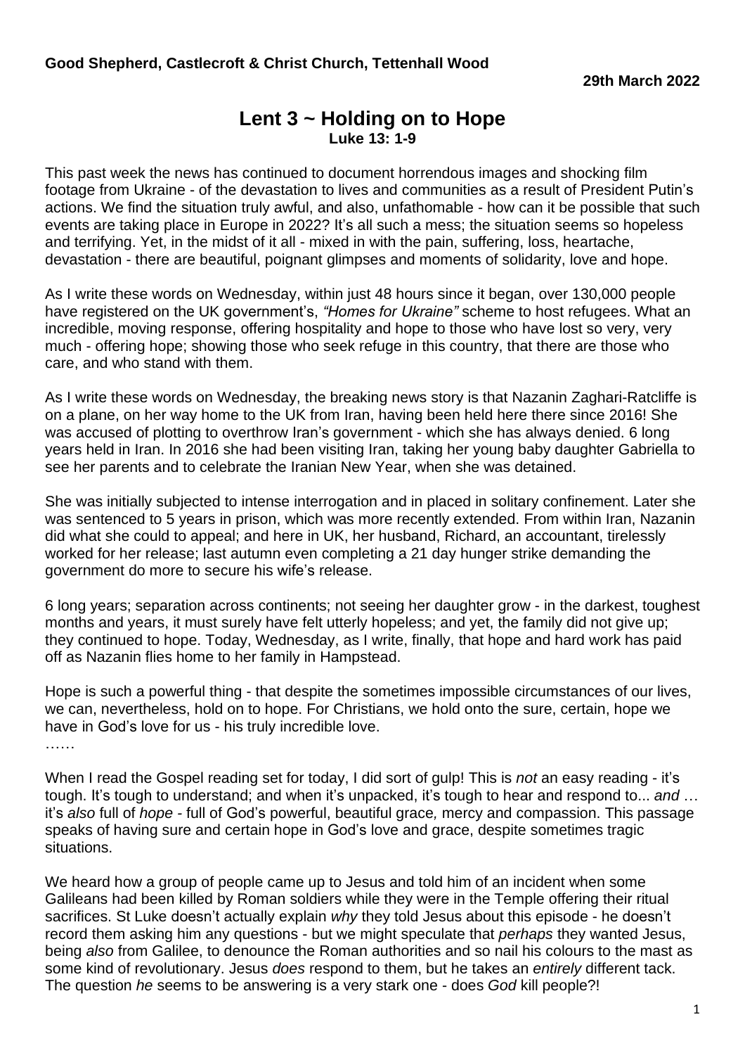**Good Shepherd, Castlecroft & Christ Church, Tettenhall Wood**

**29th March 2022**

# Lent 3 ~ Holding on to Hope

**Luke 13: 1-9**

This past week the news has continued to document horrendous images and shocking film footage from Ukraine - of the devastation to lives and communities as a result of President Putin's actions. We find the situation truly awful, and also, unfathomable - how can it be possible that such events are taking place in Europe in 2022? It's all such a mess; the situation seems so hopeless and terrifying. Yet, in the midst of it all - mixed in with the pain, suffering, loss, heartache, devastation - there are beautiful, poignant glimpses and moments of solidarity, love and hope.

As I write these words on Wednesday, within just 48 hours since it began, over 130,000 people have registered on the UK government's, *"Homes for Ukraine"* scheme to host refugees. What an incredible, moving response, offering hospitality and hope to those who have lost so very, very much - offering hope; showing those who seek refuge in this country, that there are those who care, and who stand with them.

As I write these words on Wednesday, the breaking news story is that Nazanin Zaghari-Ratcliffe is on a plane, on her way home to the UK from Iran, having been held here there since 2016! She was accused of plotting to overthrow Iran's government - which she has always denied. 6 long years held in Iran. In 2016 she had been visiting Iran, taking her young baby daughter Gabriella to see her parents and to celebrate the Iranian New Year, when she was detained.

She was initially subjected to intense interrogation and in placed in solitary confinement. Later she was sentenced to 5 years in prison, which was more recently extended. From within Iran, Nazanin did what she could to appeal; and here in UK, her husband, Richard, an accountant, tirelessly worked for her release; last autumn even completing a 21 day hunger strike demanding the government do more to secure his wife's release.

6 long years; separation across continents; not seeing her daughter grow - in the darkest, toughest months and years, it must surely have felt utterly hopeless; and yet, the family did not give up; they continued to hope. Today, Wednesday, as I write, finally, that hope and hard work has paid off as Nazanin flies home to her family in Hampstead.

Hope is such a powerful thing - that despite the sometimes impossible circumstances of our lives, we can, nevertheless, hold on to hope. For Christians, we hold onto the sure, certain, hope we have in God's love for us - his truly incredible love.

……

When I read the Gospel reading set for today, I did sort of gulp! This is *not* an easy reading - it's tough. It's tough to understand; and when it's unpacked, it's tough to hear and respond to... *and* … it's *also* full of *hope* - full of God's powerful, beautiful grace*,* mercy and compassion. This passage speaks of having sure and certain hope in God's love and grace, despite sometimes tragic situations.

We heard how a group of people came up to Jesus and told him of an incident when some Galileans had been killed by Roman soldiers while they were in the Temple offering their ritual sacrifices. St Luke doesn't actually explain *why* they told Jesus about this episode - he doesn't record them asking him any questions - but we might speculate that *perhaps* they wanted Jesus, being *also* from Galilee, to denounce the Roman authorities and so nail his colours to the mast as some kind of revolutionary. Jesus *does* respond to them, but he takes an *entirely* different tack. The question *he* seems to be answering is a very stark one - does *God* kill people?!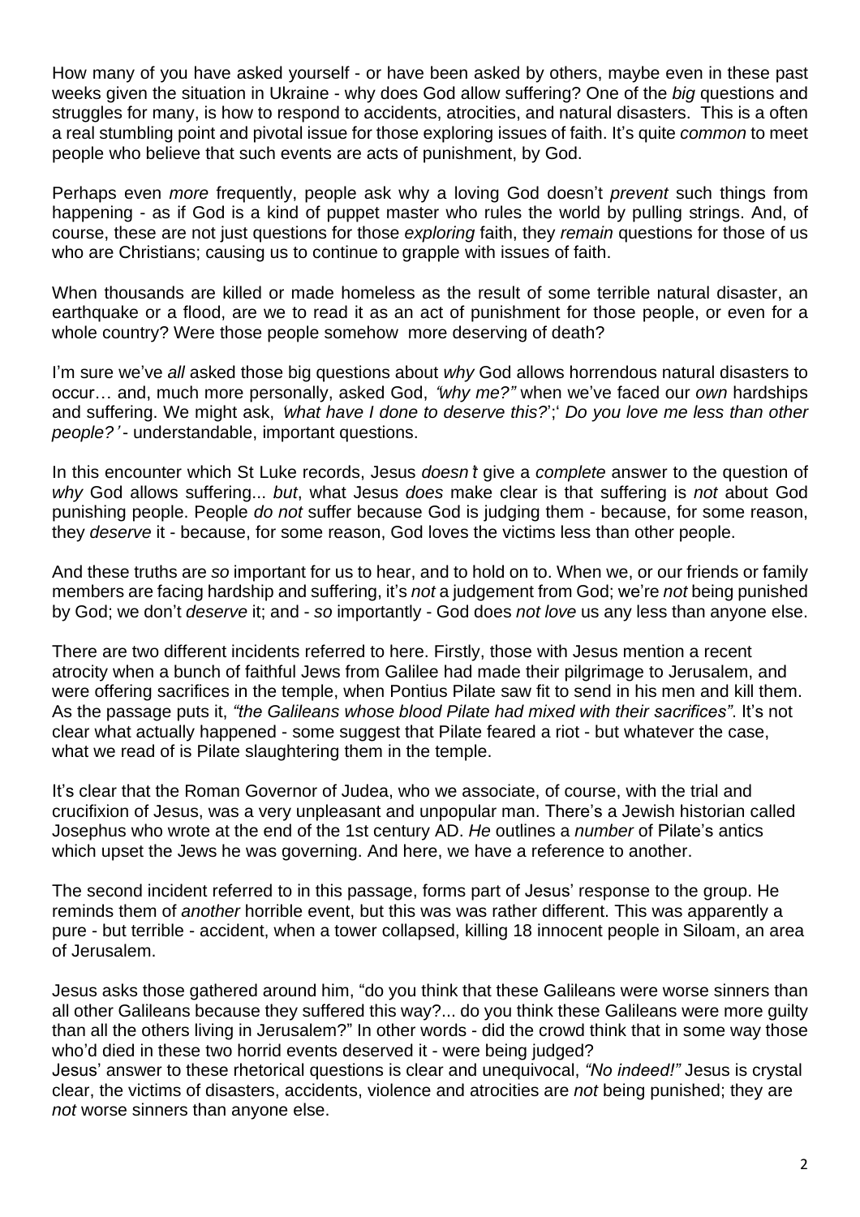How many of you have asked yourself - or have been asked by others, maybe even in these past weeks given the situation in Ukraine - why does God allow suffering? One of the *big* questions and struggles for many, is how to respond to accidents, atrocities, and natural disasters. This is a often a real stumbling point and pivotal issue for those exploring issues of faith. It's quite *common* to meet people who believe that such events are acts of punishment, by God.

Perhaps even *more* frequently, people ask why a loving God doesn't *prevent* such things from happening - as if God is a kind of puppet master who rules the world by pulling strings. And, of course, these are not just questions for those *exploring* faith, they *remain* questions for those of us who are Christians; causing us to continue to grapple with issues of faith.

When thousands are killed or made homeless as the result of some terrible natural disaster, an earthquake or a flood, are we to read it as an act of punishment for those people, or even for a whole country? Were those people somehow more deserving of death?

I'm sure we've *all* asked those big questions about *why* God allows horrendous natural disasters to occur… and, much more personally, asked God, *'why me?"* when we've faced our *own* hardships and suffering. We might ask, *'what have I done to deserve this?*';' *Do you love me less than other people?'* - understandable, important questions.

In this encounter which St Luke records, Jesus *doesn't* give a *complete* answer to the question of *why* God allows suffering... *but*, what Jesus *does* make clear is that suffering is *not* about God punishing people. People *do not* suffer because God is judging them - because, for some reason, they *deserve* it - because, for some reason, God loves the victims less than other people.

And these truths are *so* important for us to hear, and to hold on to. When we, or our friends or family members are facing hardship and suffering, it's *not* a judgement from God; we're *not* being punished by God; we don't *deserve* it; and - *so* importantly - God does *not love* us any less than anyone else.

There are two different incidents referred to here. Firstly, those with Jesus mention a recent atrocity when a bunch of faithful Jews from Galilee had made their pilgrimage to Jerusalem, and were offering sacrifices in the temple, when Pontius Pilate saw fit to send in his men and kill them. As the passage puts it, *"the Galileans whose blood Pilate had mixed with their sacrifices"*. It's not clear what actually happened - some suggest that Pilate feared a riot - but whatever the case, what we read of is Pilate slaughtering them in the temple.

It's clear that the Roman Governor of Judea, who we associate, of course, with the trial and crucifixion of Jesus, was a very unpleasant and unpopular man. There's a Jewish historian called Josephus who wrote at the end of the 1st century AD. *He* outlines a *number* of Pilate's antics which upset the Jews he was governing. And here, we have a reference to another.

The second incident referred to in this passage, forms part of Jesus' response to the group. He reminds them of *another* horrible event, but this was was rather different. This was apparently a pure - but terrible - accident, when a tower collapsed, killing 18 innocent people in Siloam, an area of Jerusalem.

Jesus asks those gathered around him, "do you think that these Galileans were worse sinners than all other Galileans because they suffered this way?... do you think these Galileans were more guilty than all the others living in Jerusalem?" In other words - did the crowd think that in some way those who'd died in these two horrid events deserved it - were being judged?
Jesus' answer to these rhetorical questions is clear and unequivocal, *"No indeed!"* Jesus is crystal clear, the victims of disasters, accidents, violence and atrocities are *not* being punished; they are *not* worse sinners than anyone else.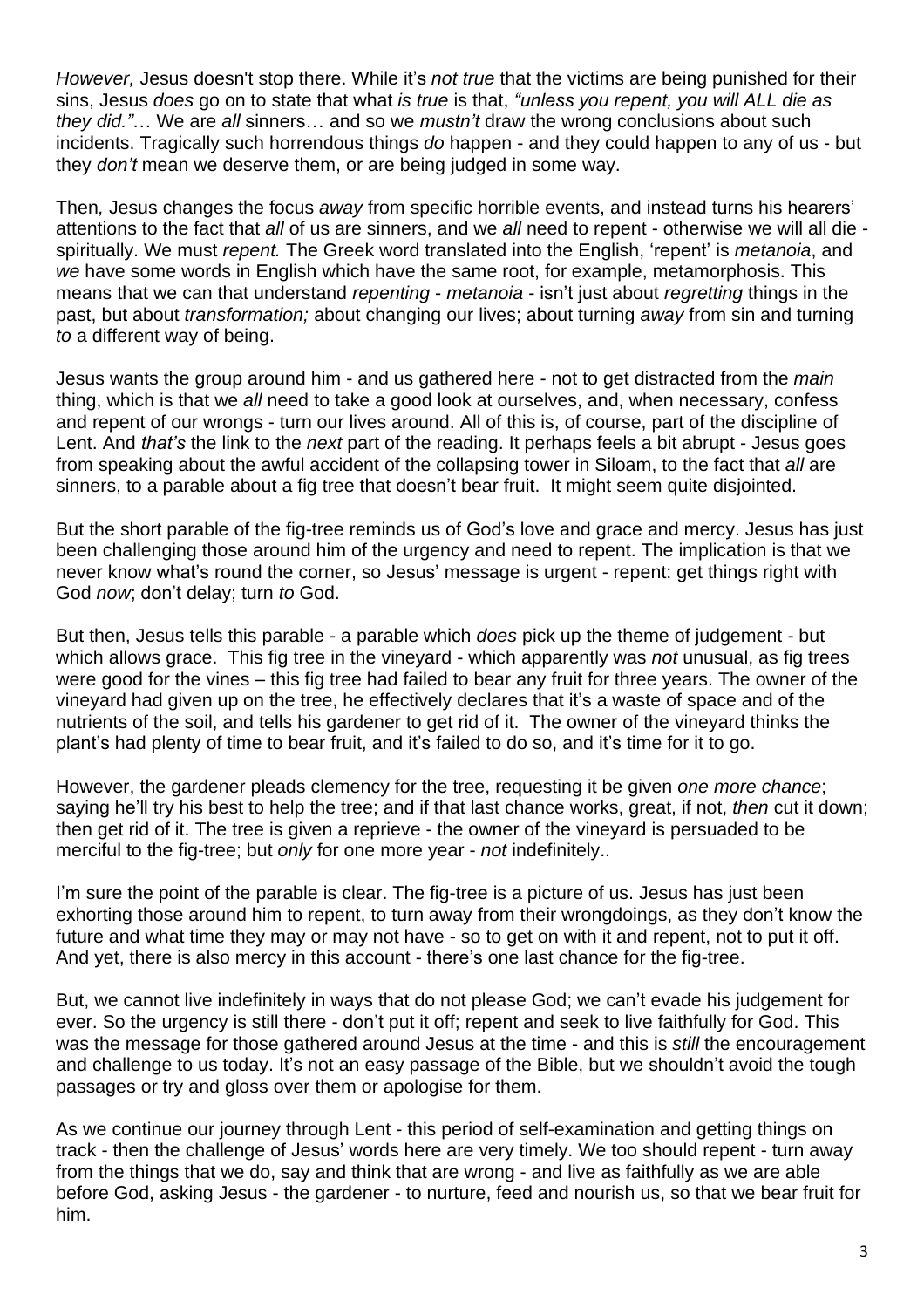*However,* Jesus doesn't stop there. While it's *not true* that the victims are being punished for their sins, Jesus *does* go on to state that what *is true* is that, *"unless you repent, you will ALL die as they did."*… We are *all* sinners… and so we *mustn't* draw the wrong conclusions about such incidents. Tragically such horrendous things *do* happen - and they could happen to any of us - but they *don't* mean we deserve them, or are being judged in some way.

Then*,* Jesus changes the focus *away* from specific horrible events, and instead turns his hearers' attentions to the fact that *all* of us are sinners, and we *all* need to repent - otherwise we will all die - spiritually. We must *repent.* The Greek word translated into the English, 'repent' is *metanoia*, and *we* have some words in English which have the same root, for example, metamorphosis. This means that we can that understand *repenting* - *metanoia* - isn't just about *regretting* things in the past, but about *transformation;* about changing our lives; about turning *away* from sin and turning *to* a different way of being.

Jesus wants the group around him - and us gathered here - not to get distracted from the *main* thing, which is that we *all* need to take a good look at ourselves, and, when necessary, confess and repent of our wrongs - turn our lives around. All of this is, of course, part of the discipline of Lent. And *that's* the link to the *next* part of the reading. It perhaps feels a bit abrupt - Jesus goes from speaking about the awful accident of the collapsing tower in Siloam, to the fact that *all* are sinners, to a parable about a fig tree that doesn't bear fruit. It might seem quite disjointed.

But the short parable of the fig-tree reminds us of God's love and grace and mercy. Jesus has just been challenging those around him of the urgency and need to repent. The implication is that we never know what's round the corner, so Jesus' message is urgent - repent: get things right with God *now*; don't delay; turn *to* God.

But then, Jesus tells this parable - a parable which *does* pick up the theme of judgement - but which allows grace. This fig tree in the vineyard - which apparently was *not* unusual, as fig trees were good for the vines – this fig tree had failed to bear any fruit for three years. The owner of the vineyard had given up on the tree, he effectively declares that it's a waste of space and of the nutrients of the soil, and tells his gardener to get rid of it. The owner of the vineyard thinks the plant's had plenty of time to bear fruit, and it's failed to do so, and it's time for it to go.

However, the gardener pleads clemency for the tree, requesting it be given *one more chance*; saying he'll try his best to help the tree; and if that last chance works, great, if not, *then* cut it down; then get rid of it. The tree is given a reprieve - the owner of the vineyard is persuaded to be merciful to the fig-tree; but *only* for one more year - *not* indefinitely..

I'm sure the point of the parable is clear. The fig-tree is a picture of us. Jesus has just been exhorting those around him to repent, to turn away from their wrongdoings, as they don't know the future and what time they may or may not have - so to get on with it and repent, not to put it off. And yet, there is also mercy in this account - there's one last chance for the fig-tree.

But, we cannot live indefinitely in ways that do not please God; we can't evade his judgement for ever. So the urgency is still there - don't put it off; repent and seek to live faithfully for God. This was the message for those gathered around Jesus at the time - and this is *still* the encouragement and challenge to us today. It's not an easy passage of the Bible, but we shouldn't avoid the tough passages or try and gloss over them or apologise for them.

As we continue our journey through Lent - this period of self-examination and getting things on track - then the challenge of Jesus' words here are very timely. We too should repent - turn away from the things that we do, say and think that are wrong - and live as faithfully as we are able before God, asking Jesus - the gardener - to nurture, feed and nourish us, so that we bear fruit for him.